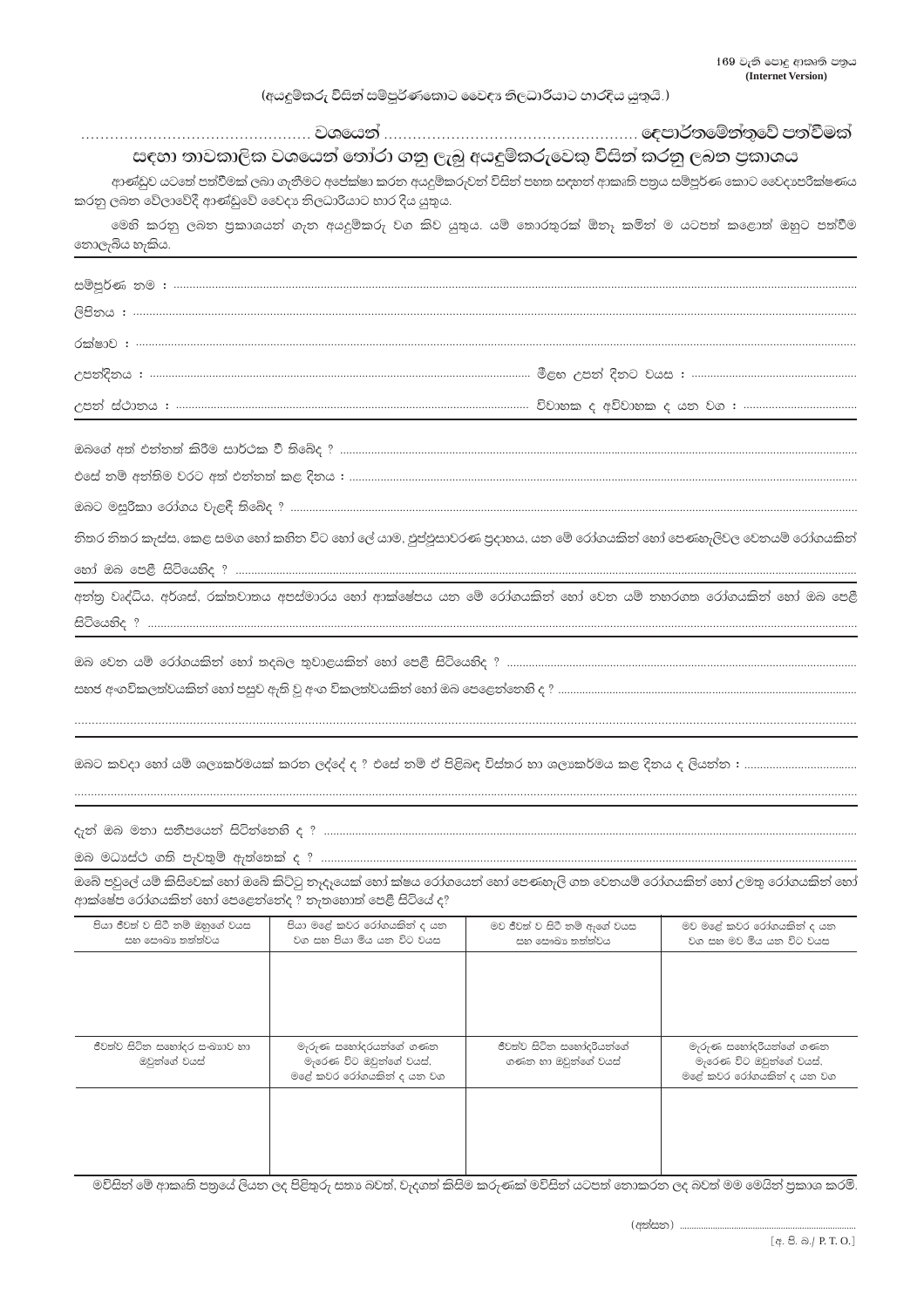169 වැනි පොදු ආකෘති පත්‍රය
**(Internet Version)**

(අයදුම්කරු විසින් සම්පූර්ණකොට වෛද්‍ය නිලධාරියාට භාරදිය යුතුයි.)

# .............................................. වශයෙන් .................................................. දෙපාර්තමේන්තුවේ පත්වීමක් සඳහා තාවකාලික වශයෙන් තෝරා ගනු ලැබූ අයදුම්කරුවෙකු විසින් කරනු ලබන ප්‍රකාශය

ආණ්ඩුව යටතේ පත්වීමක් ලබා ගැනීමට අපේක්ෂා කරන අයදුම්කරුවන් විසින් පහත සඳහන් ආකෘති පත්‍රය සම්පූර්ණ කොට වෛද්‍යපරීක්ෂණය කරනු ලබන වේලාවේදී ආණ්ඩුවේ වෛද්‍ය නිලධාරියාට භාර දිය යුතුය.

මෙහි කරනු ලබන ප්‍රකාශයන් ගැන අයදුම්කරු වග කිව යුතුය. යම් තොරතුරක් ඕනෑ කමින් ම යටපත් කළොත් ඔහුට පත්වීම නොලැබිය හැකිය.

---

සම්පූර්ණ නම : ..............................................................................................................................

ලිපිනය : ..............................................................................................................................

රක්ෂාව : ..............................................................................................................................

උපන්දිනය : ........................................................ මීළඟ උපන් දිනට වයස : ........................................

උපන් ස්ථානය : ........................................................ විවාහක ද අවිවාහක ද යන වග : ........................................

---

ඔබගේ අත් එන්නත් කිරීම සාර්ථක වී තිබේද ? ..............................................................................................................................

එසේ නම් අන්තිම වරට අත් එන්නත් කළ දිනය : ..............................................................................................................................

ඔබට මසූරිකා රෝගය වැළඳී තිබේද ? ..............................................................................................................................

නිතර නිතර කැස්ස, කෙළ සමග හෝ කහින විට හෝ ලේ යාම, ඉුජ්පුසාවරණ ප්‍රදාහය, යන මේ රෝගයකින් හෝ පෙණහැලිවල වෙනයම් රෝගයකින් හෝ ඔබ පෙළී සිටියෙහිද ? ..............................................................................................................................

---

අන්ත්‍ර වෘද්ධිය, අර්ශස්, රක්තවාතය අපස්මාරය හෝ ආක්ෂේපය යන මේ රෝගයකින් හෝ වෙන යම් නහරගත රෝගයකින් හෝ ඔබ පෙළී සිටියෙහිද ? ..............................................................................................................................

---

ඔබ වෙන යම් රෝගයකින් හෝ තදබල තුවාලයකින් හෝ පෙළී සිටියෙහිද ? ..............................................................................................................................

සහජ අංගවිකලත්වයකින් හෝ පසුව ඇති වූ අංග විකලත්වයකින් හෝ ඔබ පෙළෙන්නෙහි ද ? ..............................................................................................................................

..............................................................................................................................

---

ඔබට කවදා හෝ යම් ශල්‍යකර්මයක් කරන ලද්දේ ද ? එසේ නම් ඒ පිළිබඳ විස්තර හා ශල්‍යකර්මය කළ දිනය ද ලියන්න : ........................................

..............................................................................................................................

---

දැන් ඔබ මනා සනීපයෙන් සිටින්නෙහි ද ? ..............................................................................................................................

ඔබ මධ්‍යස්ථ ගති පැවතුම් ඇත්තෙක් ද ? ..............................................................................................................................

ඔබේ පවුලේ යම් කිසිවෙක් හෝ ඔබේ කිට්ටු නෑදෑයෙක් හෝ ක්ෂය රෝගයෙන් හෝ පෙණහැලි ගත වෙනයම් රෝගයකින් හෝ උමතු රෝගයකින් හෝ ආක්ෂේප රෝගයකින් හෝ පෙළෙන්නේද ? නැතහොත් පෙළී සිටියේ ද?

| පියා ජීවත් ව සිටී නම් ඔහුගේ වයස සහ සෞඛ්‍ය තත්ත්වය | පියා මළේ කවර රෝගයකින් ද යන වග සහ පියා මිය යන විට වයස | මව ජීවත් ව සිටී නම් ඇගේ වයස සහ සෞඛ්‍ය තත්ත්වය | මව මළේ කවර රෝගයකින් ද යන වග සහ මව මිය යන විට වයස |
|---|---|---|---|
| | | | |
| **ජීවත්ව සිටින සහෝදර සංඛ්‍යාව හා ඔවුන්ගේ වයස්** | **මැරුණු සහෝදරයන්ගේ ගණන මැරෙණ විට ඔවුන්ගේ වයස්, මළේ කවර රෝගයකින් ද යන වග** | **ජීවත්ව සිටින සහෝදරියන්ගේ ගණන හා ඔවුන්ගේ වයස්** | **මැරුණු සහෝදරියන්ගේ ගණන මැරෙණ විට ඔවුන්ගේ වයස්, මළේ කවර රෝගයකින් ද යන වග** |
| | | | |

මවිසින් මේ ආකෘති පත්‍රයේ ලියන ලද පිළිතුරු සත්‍ය බවත්, වැදගත් කිසිම කරුණක් මවිසින් යටපත් නොකරන ලද බවත් මම මෙයින් ප්‍රකාශ කරමි.

(අත්සන) ........................................

[අ. පි. බ./ P. T. O.]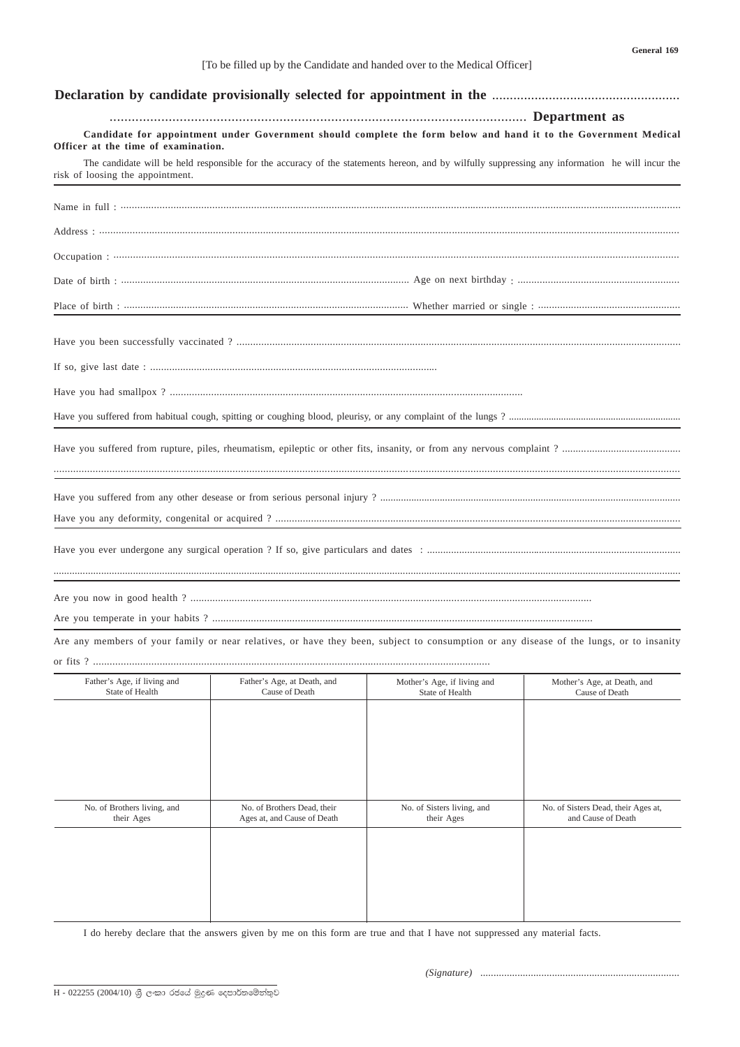General 169

[To be filled up by the Candidate and handed over to the Medical Officer]

**Declaration by candidate provisionally selected for appointment in the** ....................................................

.................................................................................................................. **Department as**

**Candidate for appointment under Government should complete the form below and hand it to the Government Medical Officer at the time of examination.**

The candidate will be held responsible for the accuracy of the statements hereon, and by wilfully suppressing any information he will incur the risk of loosing the appointment.

Name in full : ..............................................................................................................................................................

Address : ..............................................................................................................................................................

Occupation : ..............................................................................................................................................................

Date of birth : ........................................................................................ Age on next birthday : ..............................................

Place of birth : ........................................................................................ Whether married or single : ..............................................

Have you been successfully vaccinated ? ..............................................................................................................

If so, give last date : ..............................................................................................

Have you had smallpox ? ....................................................................................................

Have you suffered from habitual cough, spitting or coughing blood, pleurisy, or any complaint of the lungs ? ..............................................

Have you suffered from rupture, piles, rheumatism, epileptic or other fits, insanity, or from any nervous complaint ? ..............................................

..............................................................................................................................................................

Have you suffered from any other desease or from serious personal injury ? ..............................................

Have you any deformity, congenital or acquired ? ..............................................

Have you ever undergone any surgical operation ? If so, give particulars and dates : ..............................................

..............................................................................................................................................................

Are you now in good health ? ..............................................

Are you temperate in your habits ? ..............................................

Are any members of your family or near relatives, or have they been, subject to consumption or any disease of the lungs, or to insanity or fits ? ..............................................

| Father's Age, if living and State of Health | Father's Age, at Death, and Cause of Death | Mother's Age, if living and State of Health | Mother's Age, at Death, and Cause of Death |
|---|---|---|---|
| | | | |
| **No. of Brothers living, and their Ages** | **No. of Brothers Dead, their Ages at, and Cause of Death** | **No. of Sisters living, and their Ages** | **No. of Sisters Dead, their Ages at, and Cause of Death** |
| | | | |

I do hereby declare that the answers given by me on this form are true and that I have not suppressed any material facts.

*(Signature)* ..............................................

H - 022255 (2004/10) ශ්‍රී ලංකා රජයේ මුද්‍රණ දෙපාර්තමේන්තුව